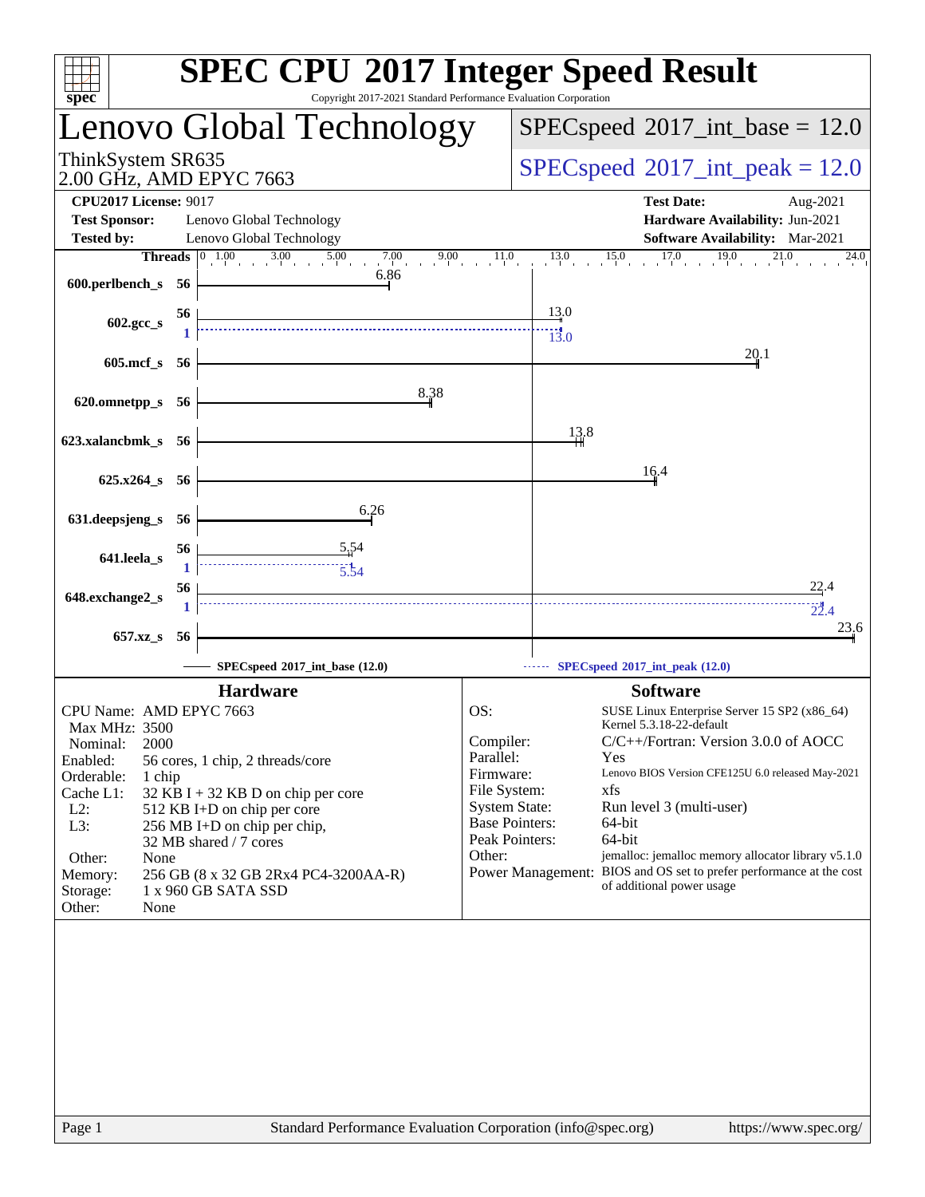# SPEC CPU 2017 Integer Speed Result

Copyright 2017-2021 Standard Performance Evaluation Corporation

## Lenovo Global Technology

ThinkSystem SR635
2.00 GHz, AMD EPYC 7663

SPECspeed 2017_int_base = 12.0

SPECspeed 2017_int_peak = 12.0

**CPU2017 License:** 9017
**Test Sponsor:** Lenovo Global Technology
**Tested by:** Lenovo Global Technology

**Test Date:** Aug-2021
**Hardware Availability:** Jun-2021
**Software Availability:** Mar-2021

| Benchmark | Threads (base) | Base | Threads (peak) | Peak |
|---|---|---|---|---|
| 600.perlbench_s | 56 | 6.86 | | |
| 602.gcc_s | 56 | 13.0 | 1 | 13.0 |
| 605.mcf_s | 56 | 20.1 | | |
| 620.omnetpp_s | 56 | 8.38 | | |
| 623.xalancbmk_s | 56 | 13.8 | | |
| 625.x264_s | 56 | 16.4 | | |
| 631.deepsjeng_s | 56 | 6.26 | | |
| 641.leela_s | 56 | 5.54 | 1 | 5.54 |
| 648.exchange2_s | 56 | 22.4 | 1 | 22.4 |
| 657.xz_s | 56 | 23.6 | | |

SPECspeed 2017_int_base (12.0) — SPECspeed 2017_int_peak (12.0)

### Hardware

- **CPU Name:** AMD EPYC 7663
- **Max MHz:** 3500
- **Nominal:** 2000
- **Enabled:** 56 cores, 1 chip, 2 threads/core
- **Orderable:** 1 chip
- **Cache L1:** 32 KB I + 32 KB D on chip per core
- **L2:** 512 KB I+D on chip per core
- **L3:** 256 MB I+D on chip per chip, 32 MB shared / 7 cores
- **Other:** None
- **Memory:** 256 GB (8 x 32 GB 2Rx4 PC4-3200AA-R)
- **Storage:** 1 x 960 GB SATA SSD
- **Other:** None

### Software

- **OS:** SUSE Linux Enterprise Server 15 SP2 (x86_64) Kernel 5.3.18-22-default
- **Compiler:** C/C++/Fortran: Version 3.0.0 of AOCC
- **Parallel:** Yes
- **Firmware:** Lenovo BIOS Version CFE125U 6.0 released May-2021
- **File System:** xfs
- **System State:** Run level 3 (multi-user)
- **Base Pointers:** 64-bit
- **Peak Pointers:** 64-bit
- **Other:** jemalloc: jemalloc memory allocator library v5.1.0
- **Power Management:** BIOS and OS set to prefer performance at the cost of additional power usage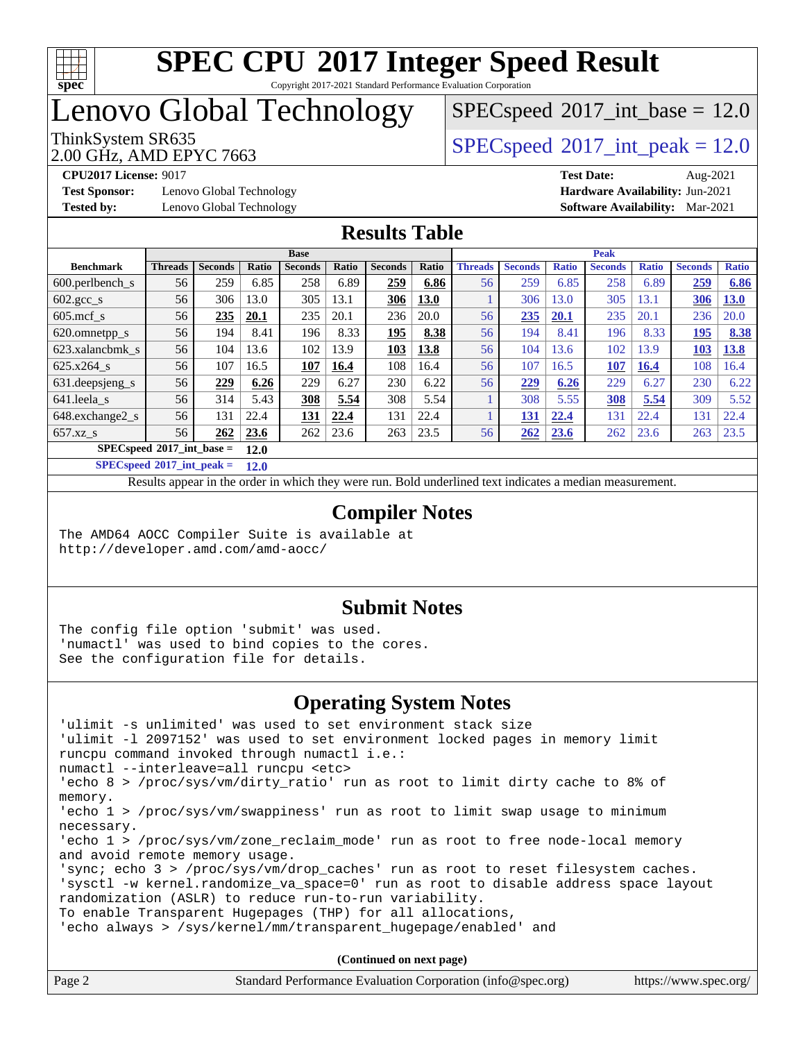# SPEC CPU 2017 Integer Speed Result

Copyright 2017-2021 Standard Performance Evaluation Corporation

# Lenovo Global Technology

ThinkSystem SR635
2.00 GHz, AMD EPYC 7663

SPECspeed 2017_int_base = 12.0

SPECspeed 2017_int_peak = 12.0

**CPU2017 License:** 9017
**Test Sponsor:** Lenovo Global Technology
**Tested by:** Lenovo Global Technology

**Test Date:** Aug-2021
**Hardware Availability:** Jun-2021
**Software Availability:** Mar-2021

## Results Table

| Benchmark | Base | | | | | | | Peak | | | | | | |
|---|---|---|---|---|---|---|---|---|---|---|---|---|---|---|
| | Threads | Seconds | Ratio | Seconds | Ratio | Seconds | Ratio | Threads | Seconds | Ratio | Seconds | Ratio | Seconds | Ratio |
| 600.perlbench_s | 56 | 259 | 6.85 | 258 | 6.89 | **259** | **6.86** | 56 | 259 | 6.85 | 258 | 6.89 | **259** | **6.86** |
| 602.gcc_s | 56 | 306 | 13.0 | 305 | 13.1 | **306** | **13.0** | 1 | 306 | 13.0 | 305 | 13.1 | **306** | **13.0** |
| 605.mcf_s | 56 | **235** | **20.1** | 235 | 20.1 | 236 | 20.0 | 56 | **235** | **20.1** | 235 | 20.1 | 236 | 20.0 |
| 620.omnetpp_s | 56 | 194 | 8.41 | 196 | 8.33 | **195** | **8.38** | 56 | 194 | 8.41 | 196 | 8.33 | **195** | **8.38** |
| 623.xalancbmk_s | 56 | 104 | 13.6 | 102 | 13.9 | **103** | **13.8** | 56 | 104 | 13.6 | 102 | 13.9 | **103** | **13.8** |
| 625.x264_s | 56 | 107 | 16.5 | **107** | **16.4** | 108 | 16.4 | 56 | 107 | 16.5 | **107** | **16.4** | 108 | 16.4 |
| 631.deepsjeng_s | 56 | **229** | **6.26** | 229 | 6.27 | 230 | 6.22 | 56 | **229** | **6.26** | 229 | 6.27 | 230 | 6.22 |
| 641.leela_s | 56 | 314 | 5.43 | **308** | **5.54** | 308 | 5.54 | 1 | 308 | 5.55 | **308** | **5.54** | 309 | 5.52 |
| 648.exchange2_s | 56 | 131 | 22.4 | **131** | **22.4** | 131 | 22.4 | 1 | **131** | **22.4** | 131 | 22.4 | 131 | 22.4 |
| 657.xz_s | 56 | **262** | **23.6** | 262 | 23.6 | 263 | 23.5 | 56 | **262** | **23.6** | 262 | 23.6 | 263 | 23.5 |

**SPECspeed 2017_int_base = 12.0**

**SPECspeed 2017_int_peak = 12.0**

Results appear in the order in which they were run. Bold underlined text indicates a median measurement.

## Compiler Notes

```
The AMD64 AOCC Compiler Suite is available at
http://developer.amd.com/amd-aocc/
```

## Submit Notes

```
The config file option 'submit' was used.
'numactl' was used to bind copies to the cores.
See the configuration file for details.
```

## Operating System Notes

```
'ulimit -s unlimited' was used to set environment stack size
'ulimit -l 2097152' was used to set environment locked pages in memory limit
runcpu command invoked through numactl i.e.:
numactl --interleave=all runcpu <etc>
'echo 8 > /proc/sys/vm/dirty_ratio' run as root to limit dirty cache to 8% of
memory.
'echo 1 > /proc/sys/vm/swappiness' run as root to limit swap usage to minimum
necessary.
'echo 1 > /proc/sys/vm/zone_reclaim_mode' run as root to free node-local memory
and avoid remote memory usage.
'sync; echo 3 > /proc/sys/vm/drop_caches' run as root to reset filesystem caches.
'sysctl -w kernel.randomize_va_space=0' run as root to disable address space layout
randomization (ASLR) to reduce run-to-run variability.
To enable Transparent Hugepages (THP) for all allocations,
'echo always > /sys/kernel/mm/transparent_hugepage/enabled' and
```

**(Continued on next page)**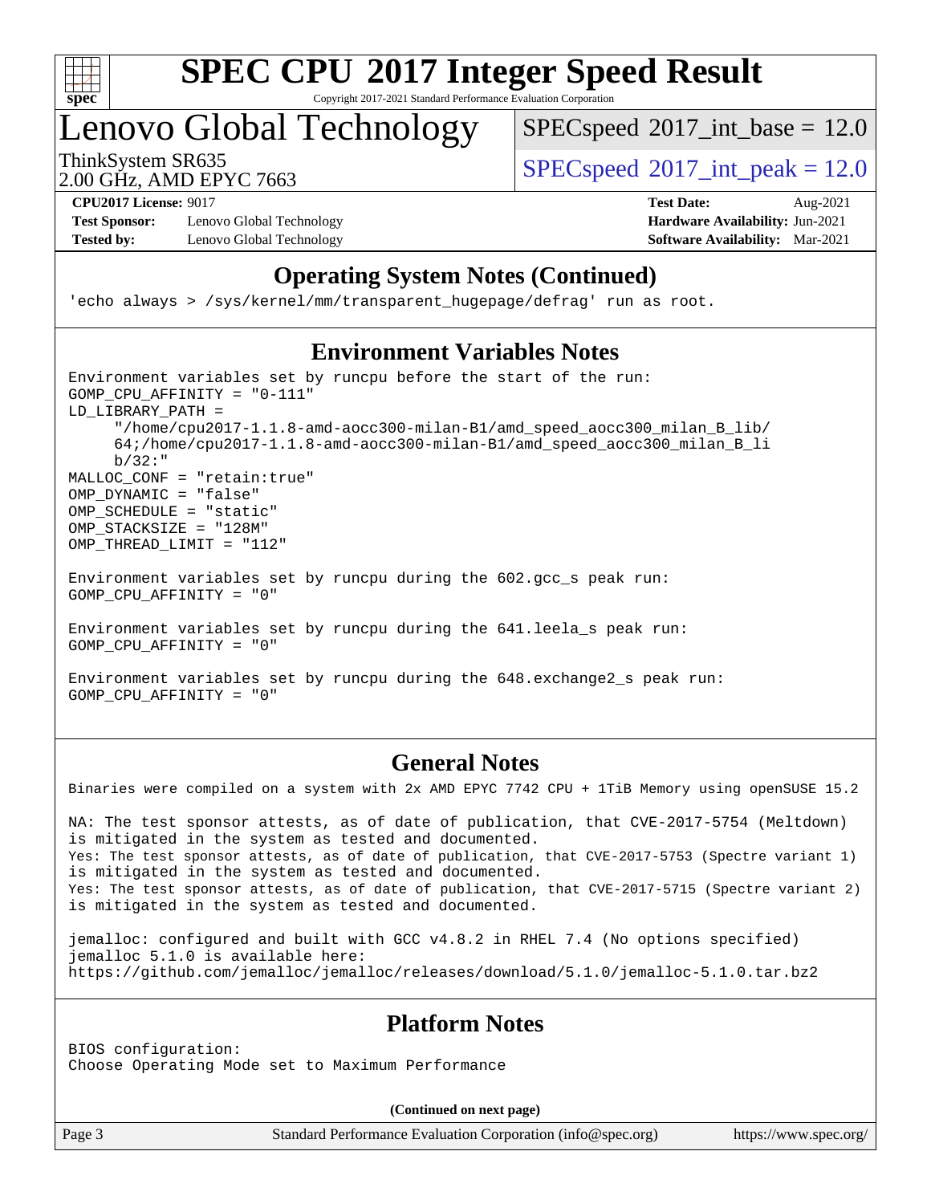## Operating System Notes (Continued)

```
'echo always > /sys/kernel/mm/transparent_hugepage/defrag' run as root.
```

## Environment Variables Notes

```
Environment variables set by runcpu before the start of the run:
GOMP_CPU_AFFINITY = "0-111"
LD_LIBRARY_PATH =
     "/home/cpu2017-1.1.8-amd-aocc300-milan-B1/amd_speed_aocc300_milan_B_lib/
     64;/home/cpu2017-1.1.8-amd-aocc300-milan-B1/amd_speed_aocc300_milan_B_li
     b/32:"
MALLOC_CONF = "retain:true"
OMP_DYNAMIC = "false"
OMP_SCHEDULE = "static"
OMP_STACKSIZE = "128M"
OMP_THREAD_LIMIT = "112"

Environment variables set by runcpu during the 602.gcc_s peak run:
GOMP_CPU_AFFINITY = "0"

Environment variables set by runcpu during the 641.leela_s peak run:
GOMP_CPU_AFFINITY = "0"

Environment variables set by runcpu during the 648.exchange2_s peak run:
GOMP_CPU_AFFINITY = "0"
```

## General Notes

```
Binaries were compiled on a system with 2x AMD EPYC 7742 CPU + 1TiB Memory using openSUSE 15.2

NA: The test sponsor attests, as of date of publication, that CVE-2017-5754 (Meltdown)
is mitigated in the system as tested and documented.
Yes: The test sponsor attests, as of date of publication, that CVE-2017-5753 (Spectre variant 1)
is mitigated in the system as tested and documented.
Yes: The test sponsor attests, as of date of publication, that CVE-2017-5715 (Spectre variant 2)
is mitigated in the system as tested and documented.

jemalloc: configured and built with GCC v4.8.2 in RHEL 7.4 (No options specified)
jemalloc 5.1.0 is available here:
https://github.com/jemalloc/jemalloc/releases/download/5.1.0/jemalloc-5.1.0.tar.bz2
```

## Platform Notes

```
BIOS configuration:
Choose Operating Mode set to Maximum Performance
```

**(Continued on next page)**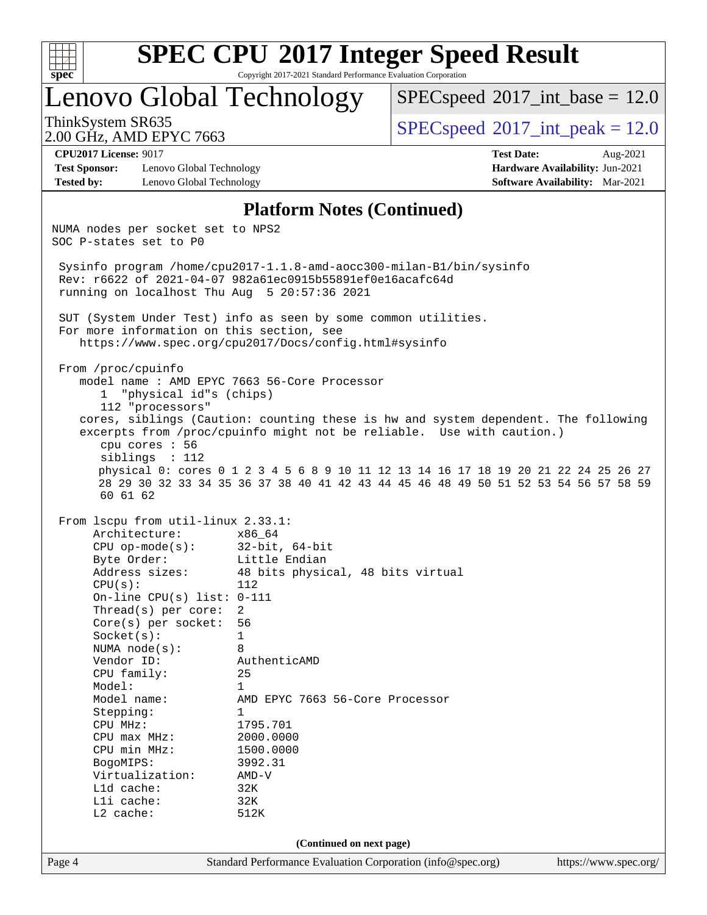## Platform Notes (Continued)

```
NUMA nodes per socket set to NPS2
SOC P-states set to P0

 Sysinfo program /home/cpu2017-1.1.8-amd-aocc300-milan-B1/bin/sysinfo
 Rev: r6622 of 2021-04-07 982a61ec0915b55891ef0e16acafc64d
 running on localhost Thu Aug  5 20:57:36 2021

 SUT (System Under Test) info as seen by some common utilities.
 For more information on this section, see
    https://www.spec.org/cpu2017/Docs/config.html#sysinfo

 From /proc/cpuinfo
    model name : AMD EPYC 7663 56-Core Processor
       1  "physical id"s (chips)
       112 "processors"
    cores, siblings (Caution: counting these is hw and system dependent. The following
    excerpts from /proc/cpuinfo might not be reliable.  Use with caution.)
       cpu cores : 56
       siblings  : 112
       physical 0: cores 0 1 2 3 4 5 6 8 9 10 11 12 13 14 16 17 18 19 20 21 22 24 25 26 27
       28 29 30 32 33 34 35 36 37 38 40 41 42 43 44 45 46 48 49 50 51 52 53 54 56 57 58 59
       60 61 62

 From lscpu from util-linux 2.33.1:
      Architecture:        x86_64
      CPU op-mode(s):      32-bit, 64-bit
      Byte Order:          Little Endian
      Address sizes:       48 bits physical, 48 bits virtual
      CPU(s):              112
      On-line CPU(s) list: 0-111
      Thread(s) per core:  2
      Core(s) per socket:  56
      Socket(s):           1
      NUMA node(s):        8
      Vendor ID:           AuthenticAMD
      CPU family:          25
      Model:               1
      Model name:          AMD EPYC 7663 56-Core Processor
      Stepping:            1
      CPU MHz:             1795.701
      CPU max MHz:         2000.0000
      CPU min MHz:         1500.0000
      BogoMIPS:            3992.31
      Virtualization:      AMD-V
      L1d cache:           32K
      L1i cache:           32K
      L2 cache:            512K
```

(Continued on next page)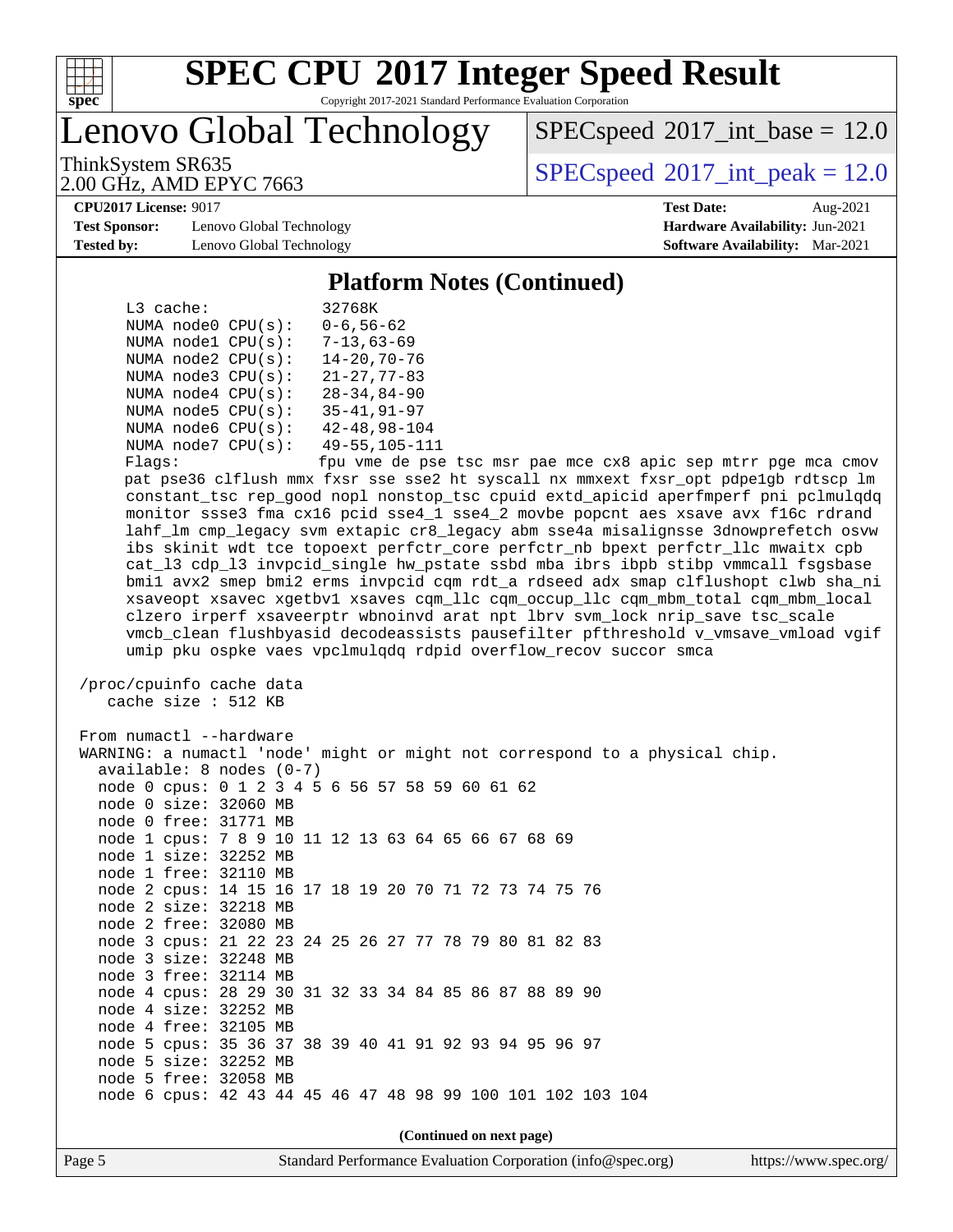## Platform Notes (Continued)

```
     L3 cache:              32768K
     NUMA node0 CPU(s):     0-6,56-62
     NUMA node1 CPU(s):     7-13,63-69
     NUMA node2 CPU(s):     14-20,70-76
     NUMA node3 CPU(s):     21-27,77-83
     NUMA node4 CPU(s):     28-34,84-90
     NUMA node5 CPU(s):     35-41,91-97
     NUMA node6 CPU(s):     42-48,98-104
     NUMA node7 CPU(s):     49-55,105-111
     Flags:                 fpu vme de pse tsc msr pae mce cx8 apic sep mtrr pge mca cmov
     pat pse36 clflush mmx fxsr sse sse2 ht syscall nx mmxext fxsr_opt pdpe1gb rdtscp lm
     constant_tsc rep_good nopl nonstop_tsc cpuid extd_apicid aperfmperf pni pclmulqdq
     monitor ssse3 fma cx16 pcid sse4_1 sse4_2 movbe popcnt aes xsave avx f16c rdrand
     lahf_lm cmp_legacy svm extapic cr8_legacy abm sse4a misalignsse 3dnowprefetch osvw
     ibs skinit wdt tce topoext perfctr_core perfctr_nb bpext perfctr_llc mwaitx cpb
     cat_l3 cdp_l3 invpcid_single hw_pstate ssbd mba ibrs ibpb stibp vmmcall fsgsbase
     bmi1 avx2 smep bmi2 erms invpcid cqm rdt_a rdseed adx smap clflushopt clwb sha_ni
     xsaveopt xsavec xgetbv1 xsaves cqm_llc cqm_occup_llc cqm_mbm_total cqm_mbm_local
     clzero irperf xsaveerptr wbnoinvd arat npt lbrv svm_lock nrip_save tsc_scale
     vmcb_clean flushbyasid decodeassists pausefilter pfthreshold v_vmsave_vmload vgif
     umip pku ospke vaes vpclmulqdq rdpid overflow_recov succor smca

 /proc/cpuinfo cache data
    cache size : 512 KB

 From numactl --hardware
 WARNING: a numactl 'node' might or might not correspond to a physical chip.
   available: 8 nodes (0-7)
   node 0 cpus: 0 1 2 3 4 5 6 56 57 58 59 60 61 62
   node 0 size: 32060 MB
   node 0 free: 31771 MB
   node 1 cpus: 7 8 9 10 11 12 13 63 64 65 66 67 68 69
   node 1 size: 32252 MB
   node 1 free: 32110 MB
   node 2 cpus: 14 15 16 17 18 19 20 70 71 72 73 74 75 76
   node 2 size: 32218 MB
   node 2 free: 32080 MB
   node 3 cpus: 21 22 23 24 25 26 27 77 78 79 80 81 82 83
   node 3 size: 32248 MB
   node 3 free: 32114 MB
   node 4 cpus: 28 29 30 31 32 33 34 84 85 86 87 88 89 90
   node 4 size: 32252 MB
   node 4 free: 32105 MB
   node 5 cpus: 35 36 37 38 39 40 41 91 92 93 94 95 96 97
   node 5 size: 32252 MB
   node 5 free: 32058 MB
   node 6 cpus: 42 43 44 45 46 47 48 98 99 100 101 102 103 104
```

(Continued on next page)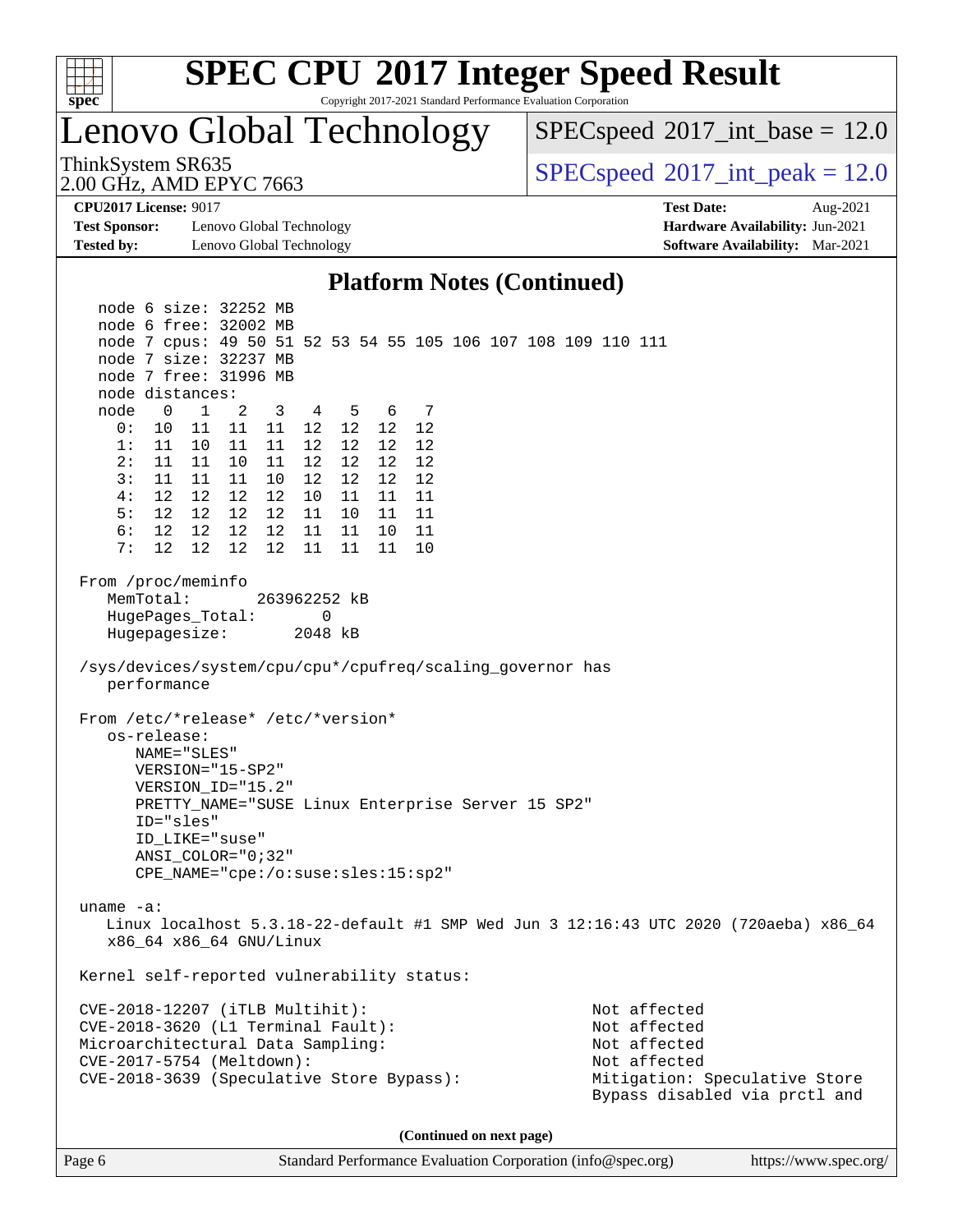# SPEC CPU 2017 Integer Speed Result

Copyright 2017-2021 Standard Performance Evaluation Corporation

## Lenovo Global Technology

ThinkSystem SR635
2.00 GHz, AMD EPYC 7663

SPECspeed 2017_int_base = 12.0

SPECspeed 2017_int_peak = 12.0

**CPU2017 License:** 9017
**Test Sponsor:** Lenovo Global Technology
**Tested by:** Lenovo Global Technology

**Test Date:** Aug-2021
**Hardware Availability:** Jun-2021
**Software Availability:** Mar-2021

### Platform Notes (Continued)

```
    node 6 size: 32252 MB
    node 6 free: 32002 MB
    node 7 cpus: 49 50 51 52 53 54 55 105 106 107 108 109 110 111
    node 7 size: 32237 MB
    node 7 free: 31996 MB
    node distances:
    node   0   1   2   3   4   5   6   7
      0:  10  11  11  11  12  12  12  12
      1:  11  10  11  11  12  12  12  12
      2:  11  11  10  11  12  12  12  12
      3:  11  11  11  10  12  12  12  12
      4:  12  12  12  12  10  11  11  11
      5:  12  12  12  12  11  10  11  11
      6:  12  12  12  12  11  11  10  11
      7:  12  12  12  12  11  11  11  10

 From /proc/meminfo
    MemTotal:       263962252 kB
    HugePages_Total:        0
    Hugepagesize:        2048 kB

 /sys/devices/system/cpu/cpu*/cpufreq/scaling_governor has
    performance

 From /etc/*release* /etc/*version*
    os-release:
       NAME="SLES"
       VERSION="15-SP2"
       VERSION_ID="15.2"
       PRETTY_NAME="SUSE Linux Enterprise Server 15 SP2"
       ID="sles"
       ID_LIKE="suse"
       ANSI_COLOR="0;32"
       CPE_NAME="cpe:/o:suse:sles:15:sp2"

 uname -a:
    Linux localhost 5.3.18-22-default #1 SMP Wed Jun 3 12:16:43 UTC 2020 (720aeba) x86_64
    x86_64 x86_64 GNU/Linux

 Kernel self-reported vulnerability status:

 CVE-2018-12207 (iTLB Multihit):                          Not affected
 CVE-2018-3620 (L1 Terminal Fault):                       Not affected
 Microarchitectural Data Sampling:                        Not affected
 CVE-2017-5754 (Meltdown):                                Not affected
 CVE-2018-3639 (Speculative Store Bypass):                Mitigation: Speculative Store
                                                          Bypass disabled via prctl and
```

**(Continued on next page)**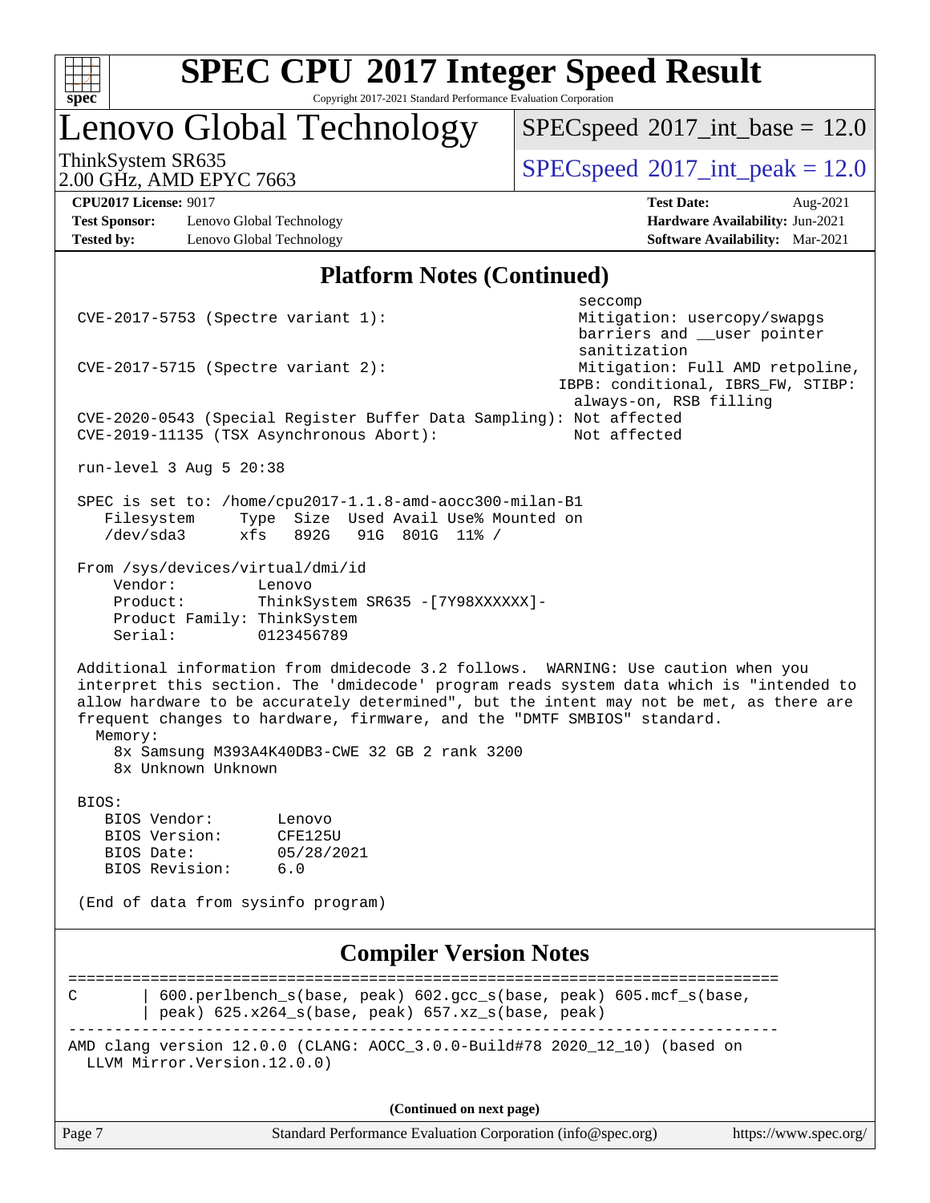# SPEC CPU 2017 Integer Speed Result

Copyright 2017-2021 Standard Performance Evaluation Corporation

## Lenovo Global Technology

ThinkSystem SR635
2.00 GHz, AMD EPYC 7663

SPECspeed 2017_int_base = 12.0

SPECspeed 2017_int_peak = 12.0

**CPU2017 License:** 9017
**Test Sponsor:** Lenovo Global Technology
**Tested by:** Lenovo Global Technology

**Test Date:** Aug-2021
**Hardware Availability:** Jun-2021
**Software Availability:** Mar-2021

## Platform Notes (Continued)

```
                                                               seccomp
 CVE-2017-5753 (Spectre variant 1):                            Mitigation: usercopy/swapgs
                                                               barriers and __user pointer
                                                               sanitization
 CVE-2017-5715 (Spectre variant 2):                            Mitigation: Full AMD retpoline,
                                                             IBPB: conditional, IBRS_FW, STIBP:
                                                               always-on, RSB filling
 CVE-2020-0543 (Special Register Buffer Data Sampling): Not affected
 CVE-2019-11135 (TSX Asynchronous Abort):                     Not affected

 run-level 3 Aug 5 20:38

 SPEC is set to: /home/cpu2017-1.1.8-amd-aocc300-milan-B1
    Filesystem     Type  Size  Used Avail Use% Mounted on
    /dev/sda3      xfs   892G   91G  801G  11% /

 From /sys/devices/virtual/dmi/id
     Vendor:         Lenovo
     Product:        ThinkSystem SR635 -[7Y98XXXXXX]-
     Product Family: ThinkSystem
     Serial:         0123456789

 Additional information from dmidecode 3.2 follows.  WARNING: Use caution when you
 interpret this section. The 'dmidecode' program reads system data which is "intended to
 allow hardware to be accurately determined", but the intent may not be met, as there are
 frequent changes to hardware, firmware, and the "DMTF SMBIOS" standard.
   Memory:
     8x Samsung M393A4K40DB3-CWE 32 GB 2 rank 3200
     8x Unknown Unknown

 BIOS:
    BIOS Vendor:       Lenovo
    BIOS Version:      CFE125U
    BIOS Date:         05/28/2021
    BIOS Revision:     6.0

 (End of data from sysinfo program)
```

## Compiler Version Notes

```
==============================================================================
C        | 600.perlbench_s(base, peak) 602.gcc_s(base, peak) 605.mcf_s(base,
         | peak) 625.x264_s(base, peak) 657.xz_s(base, peak)
------------------------------------------------------------------------------
AMD clang version 12.0.0 (CLANG: AOCC_3.0.0-Build#78 2020_12_10) (based on
  LLVM Mirror.Version.12.0.0)
```

**(Continued on next page)**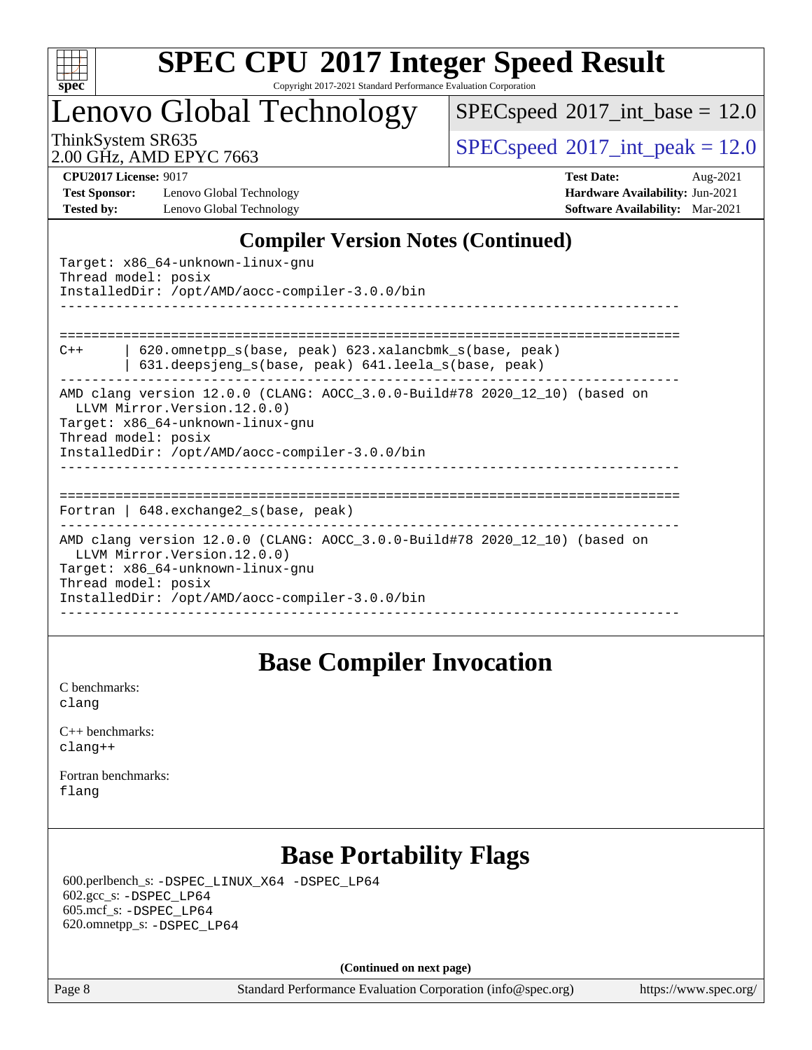# SPEC CPU 2017 Integer Speed Result

Copyright 2017-2021 Standard Performance Evaluation Corporation

## Lenovo Global Technology

ThinkSystem SR635
2.00 GHz, AMD EPYC 7663

SPECspeed 2017_int_base = 12.0

SPECspeed 2017_int_peak = 12.0

**CPU2017 License:** 9017
**Test Sponsor:** Lenovo Global Technology
**Tested by:** Lenovo Global Technology

**Test Date:** Aug-2021
**Hardware Availability:** Jun-2021
**Software Availability:** Mar-2021

## Compiler Version Notes (Continued)

```
Target: x86_64-unknown-linux-gnu
Thread model: posix
InstalledDir: /opt/AMD/aocc-compiler-3.0.0/bin
------------------------------------------------------------------------------

==============================================================================
C++      | 620.omnetpp_s(base, peak) 623.xalancbmk_s(base, peak)
         | 631.deepsjeng_s(base, peak) 641.leela_s(base, peak)
------------------------------------------------------------------------------
AMD clang version 12.0.0 (CLANG: AOCC_3.0.0-Build#78 2020_12_10) (based on
  LLVM Mirror.Version.12.0.0)
Target: x86_64-unknown-linux-gnu
Thread model: posix
InstalledDir: /opt/AMD/aocc-compiler-3.0.0/bin
------------------------------------------------------------------------------

==============================================================================
Fortran | 648.exchange2_s(base, peak)
------------------------------------------------------------------------------
AMD clang version 12.0.0 (CLANG: AOCC_3.0.0-Build#78 2020_12_10) (based on
  LLVM Mirror.Version.12.0.0)
Target: x86_64-unknown-linux-gnu
Thread model: posix
InstalledDir: /opt/AMD/aocc-compiler-3.0.0/bin
------------------------------------------------------------------------------
```

## Base Compiler Invocation

C benchmarks:
clang

C++ benchmarks:
clang++

Fortran benchmarks:
flang

## Base Portability Flags

600.perlbench_s: -DSPEC_LINUX_X64 -DSPEC_LP64
602.gcc_s: -DSPEC_LP64
605.mcf_s: -DSPEC_LP64
620.omnetpp_s: -DSPEC_LP64

**(Continued on next page)**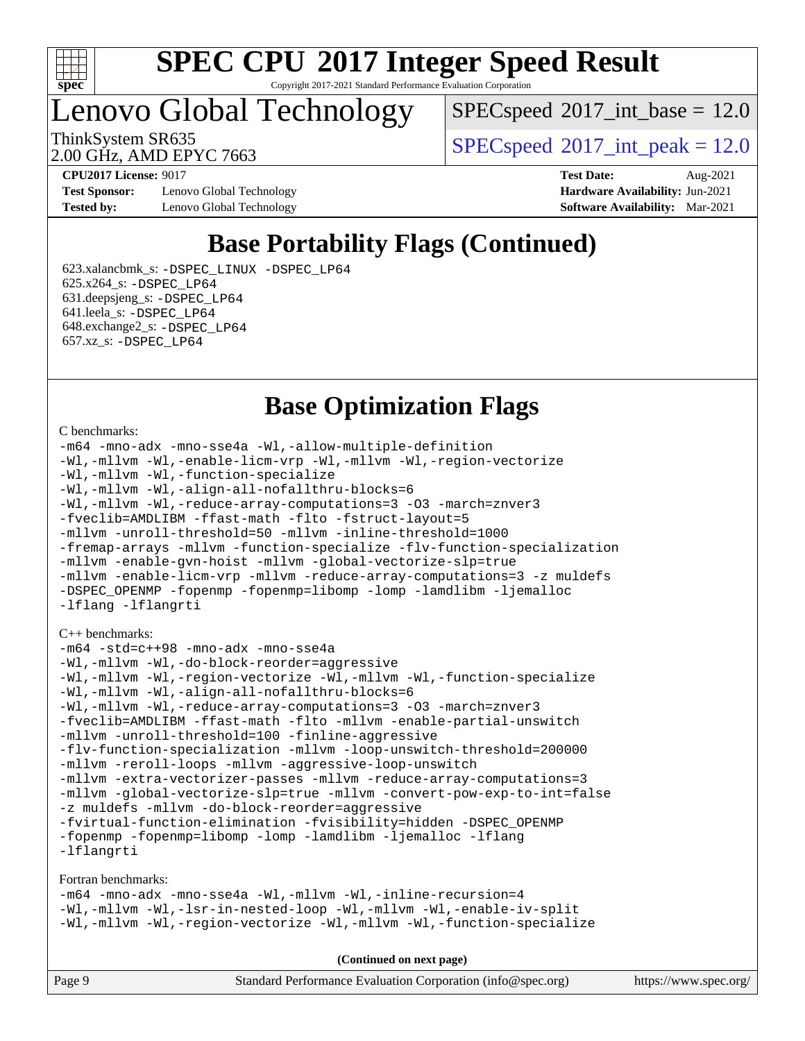# SPEC CPU 2017 Integer Speed Result

Copyright 2017-2021 Standard Performance Evaluation Corporation

# Lenovo Global Technology

ThinkSystem SR635
2.00 GHz, AMD EPYC 7663

SPECspeed 2017_int_base = 12.0

SPECspeed 2017_int_peak = 12.0

**CPU2017 License:** 9017
**Test Sponsor:** Lenovo Global Technology
**Tested by:** Lenovo Global Technology

**Test Date:** Aug-2021
**Hardware Availability:** Jun-2021
**Software Availability:** Mar-2021

## Base Portability Flags (Continued)

623.xalancbmk_s: -DSPEC_LINUX -DSPEC_LP64
625.x264_s: -DSPEC_LP64
631.deepsjeng_s: -DSPEC_LP64
641.leela_s: -DSPEC_LP64
648.exchange2_s: -DSPEC_LP64
657.xz_s: -DSPEC_LP64

## Base Optimization Flags

C benchmarks:

```
-m64 -mno-adx -mno-sse4a -Wl,-allow-multiple-definition
-Wl,-mllvm -Wl,-enable-licm-vrp -Wl,-mllvm -Wl,-region-vectorize
-Wl,-mllvm -Wl,-function-specialize
-Wl,-mllvm -Wl,-align-all-nofallthru-blocks=6
-Wl,-mllvm -Wl,-reduce-array-computations=3 -O3 -march=znver3
-fveclib=AMDLIBM -ffast-math -flto -fstruct-layout=5
-mllvm -unroll-threshold=50 -mllvm -inline-threshold=1000
-fremap-arrays -mllvm -function-specialize -flv-function-specialization
-mllvm -enable-gvn-hoist -mllvm -global-vectorize-slp=true
-mllvm -enable-licm-vrp -mllvm -reduce-array-computations=3 -z muldefs
-DSPEC_OPENMP -fopenmp -fopenmp=libomp -lomp -lamdlibm -ljemalloc
-lflang -lflangrti
```

C++ benchmarks:

```
-m64 -std=c++98 -mno-adx -mno-sse4a
-Wl,-mllvm -Wl,-do-block-reorder=aggressive
-Wl,-mllvm -Wl,-region-vectorize -Wl,-mllvm -Wl,-function-specialize
-Wl,-mllvm -Wl,-align-all-nofallthru-blocks=6
-Wl,-mllvm -Wl,-reduce-array-computations=3 -O3 -march=znver3
-fveclib=AMDLIBM -ffast-math -flto -mllvm -enable-partial-unswitch
-mllvm -unroll-threshold=100 -finline-aggressive
-flv-function-specialization -mllvm -loop-unswitch-threshold=200000
-mllvm -reroll-loops -mllvm -aggressive-loop-unswitch
-mllvm -extra-vectorizer-passes -mllvm -reduce-array-computations=3
-mllvm -global-vectorize-slp=true -mllvm -convert-pow-exp-to-int=false
-z muldefs -mllvm -do-block-reorder=aggressive
-fvirtual-function-elimination -fvisibility=hidden -DSPEC_OPENMP
-fopenmp -fopenmp=libomp -lomp -lamdlibm -ljemalloc -lflang
-lflangrti
```

Fortran benchmarks:

```
-m64 -mno-adx -mno-sse4a -Wl,-mllvm -Wl,-inline-recursion=4
-Wl,-mllvm -Wl,-lsr-in-nested-loop -Wl,-mllvm -Wl,-enable-iv-split
-Wl,-mllvm -Wl,-region-vectorize -Wl,-mllvm -Wl,-function-specialize
```

**(Continued on next page)**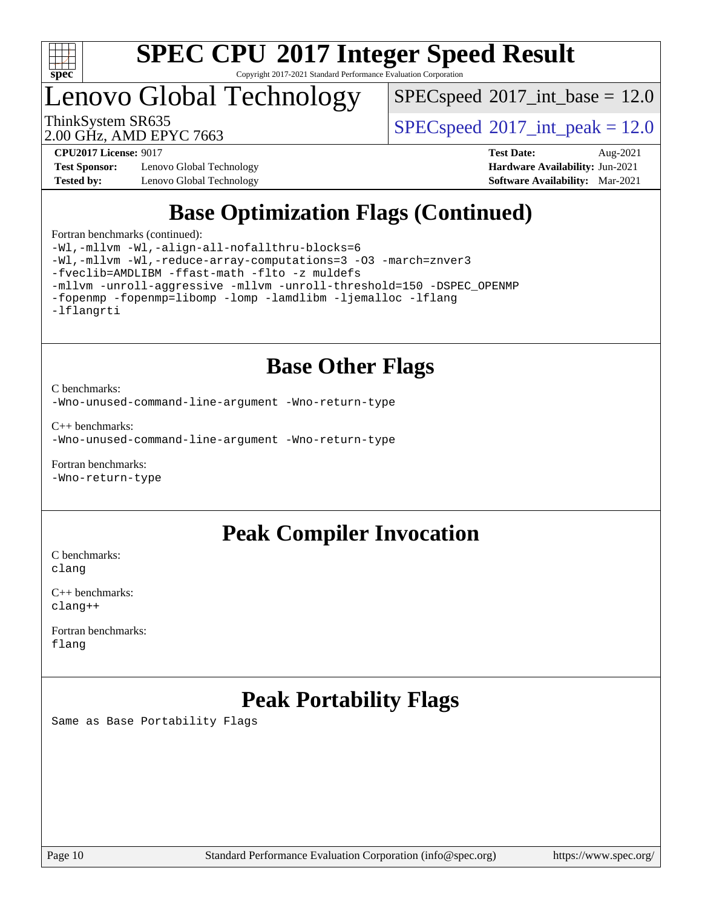## Base Optimization Flags (Continued)

Fortran benchmarks (continued):

```
-Wl,-mllvm -Wl,-align-all-nofallthru-blocks=6
-Wl,-mllvm -Wl,-reduce-array-computations=3 -O3 -march=znver3
-fveclib=AMDLIBM -ffast-math -flto -z muldefs
-mllvm -unroll-aggressive -mllvm -unroll-threshold=150 -DSPEC_OPENMP
-fopenmp -fopenmp=libomp -lomp -lamdlibm -ljemalloc -lflang
-lflangrti
```

## Base Other Flags

C benchmarks:

```
-Wno-unused-command-line-argument -Wno-return-type
```

C++ benchmarks:

```
-Wno-unused-command-line-argument -Wno-return-type
```

Fortran benchmarks:

```
-Wno-return-type
```

## Peak Compiler Invocation

C benchmarks:

```
clang
```

C++ benchmarks:

```
clang++
```

Fortran benchmarks:

```
flang
```

## Peak Portability Flags

Same as Base Portability Flags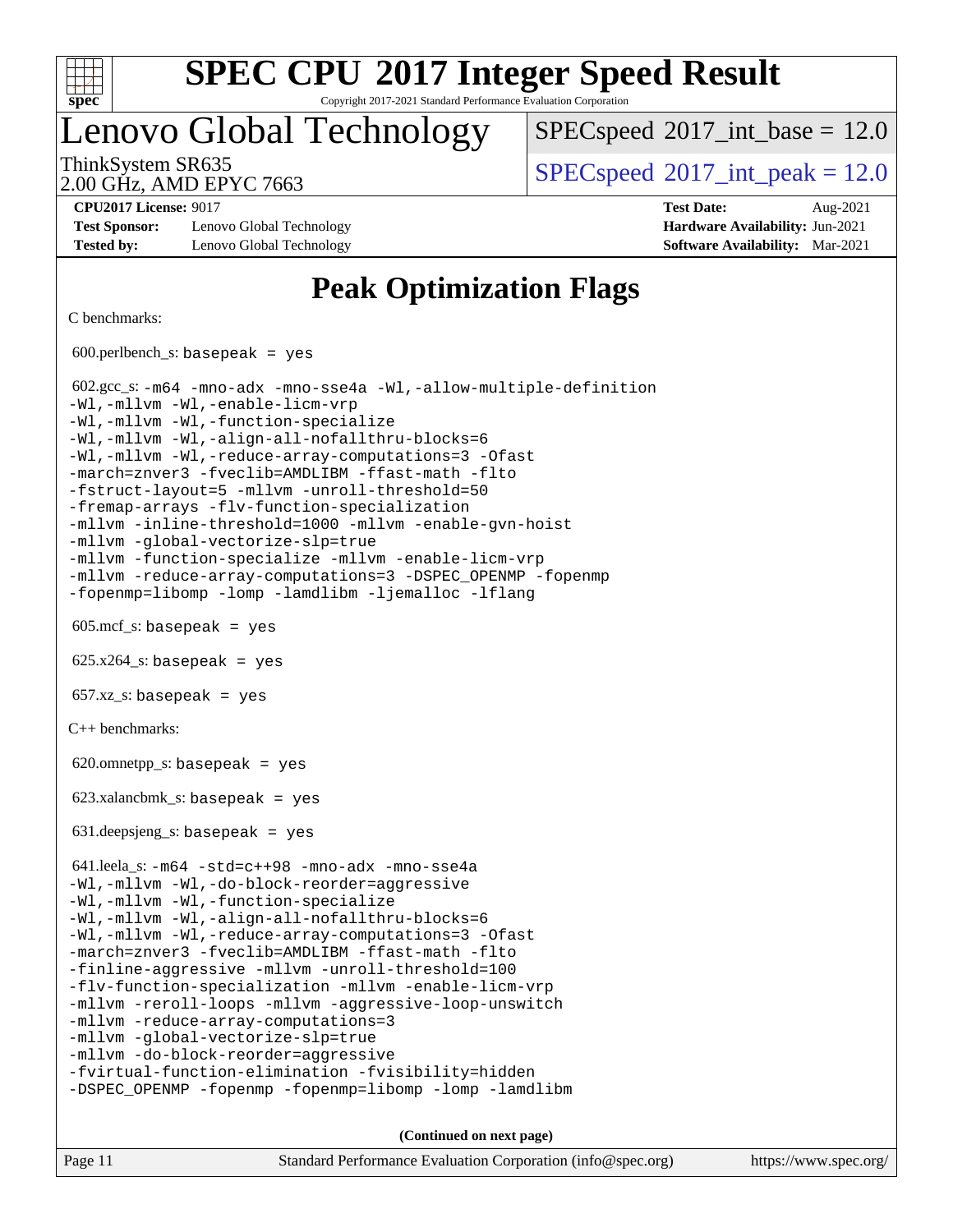# Peak Optimization Flags

C benchmarks:

600.perlbench_s: basepeak = yes

602.gcc_s: -m64 -mno-adx -mno-sse4a -Wl,-allow-multiple-definition -Wl,-mllvm -Wl,-enable-licm-vrp -Wl,-mllvm -Wl,-function-specialize -Wl,-mllvm -Wl,-align-all-nofallthru-blocks=6 -Wl,-mllvm -Wl,-reduce-array-computations=3 -Ofast -march=znver3 -fveclib=AMDLIBM -ffast-math -flto -fstruct-layout=5 -mllvm -unroll-threshold=50 -fremap-arrays -flv-function-specialization -mllvm -inline-threshold=1000 -mllvm -enable-gvn-hoist -mllvm -global-vectorize-slp=true -mllvm -function-specialize -mllvm -enable-licm-vrp -mllvm -reduce-array-computations=3 -DSPEC_OPENMP -fopenmp -fopenmp=libomp -lomp -lamdlibm -ljemalloc -lflang

605.mcf_s: basepeak = yes

625.x264_s: basepeak = yes

657.xz_s: basepeak = yes

C++ benchmarks:

620.omnetpp_s: basepeak = yes

623.xalancbmk_s: basepeak = yes

631.deepsjeng_s: basepeak = yes

641.leela_s: -m64 -std=c++98 -mno-adx -mno-sse4a -Wl,-mllvm -Wl,-do-block-reorder=aggressive -Wl,-mllvm -Wl,-function-specialize -Wl,-mllvm -Wl,-align-all-nofallthru-blocks=6 -Wl,-mllvm -Wl,-reduce-array-computations=3 -Ofast -march=znver3 -fveclib=AMDLIBM -ffast-math -flto -finline-aggressive -mllvm -unroll-threshold=100 -flv-function-specialization -mllvm -enable-licm-vrp -mllvm -reroll-loops -mllvm -aggressive-loop-unswitch -mllvm -reduce-array-computations=3 -mllvm -global-vectorize-slp=true -mllvm -do-block-reorder=aggressive -fvirtual-function-elimination -fvisibility=hidden -DSPEC_OPENMP -fopenmp -fopenmp=libomp -lomp -lamdlibm

**(Continued on next page)**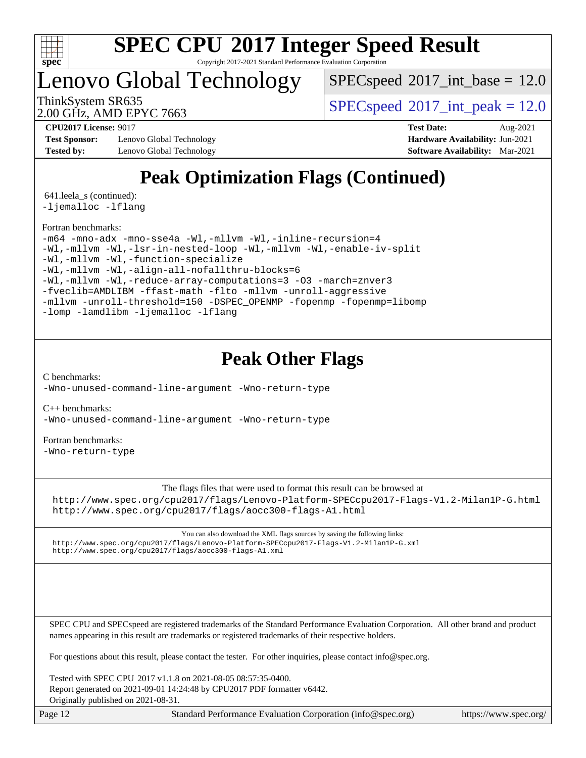# SPEC CPU 2017 Integer Speed Result

Copyright 2017-2021 Standard Performance Evaluation Corporation

## Lenovo Global Technology

ThinkSystem SR635
2.00 GHz, AMD EPYC 7663

SPECspeed 2017_int_base = 12.0

SPECspeed 2017_int_peak = 12.0

**CPU2017 License:** 9017
**Test Sponsor:** Lenovo Global Technology
**Tested by:** Lenovo Global Technology

**Test Date:** Aug-2021
**Hardware Availability:** Jun-2021
**Software Availability:** Mar-2021

# Peak Optimization Flags (Continued)

641.leela_s (continued):
-ljemalloc -lflang

Fortran benchmarks:
-m64 -mno-adx -mno-sse4a -Wl,-mllvm -Wl,-inline-recursion=4
-Wl,-mllvm -Wl,-lsr-in-nested-loop -Wl,-mllvm -Wl,-enable-iv-split
-Wl,-mllvm -Wl,-function-specialize
-Wl,-mllvm -Wl,-align-all-nofallthru-blocks=6
-Wl,-mllvm -Wl,-reduce-array-computations=3 -O3 -march=znver3
-fveclib=AMDLIBM -ffast-math -flto -mllvm -unroll-aggressive
-mllvm -unroll-threshold=150 -DSPEC_OPENMP -fopenmp -fopenmp=libomp
-lomp -lamdlibm -ljemalloc -lflang

# Peak Other Flags

C benchmarks:
-Wno-unused-command-line-argument -Wno-return-type

C++ benchmarks:
-Wno-unused-command-line-argument -Wno-return-type

Fortran benchmarks:
-Wno-return-type

The flags files that were used to format this result can be browsed at
http://www.spec.org/cpu2017/flags/Lenovo-Platform-SPECcpu2017-Flags-V1.2-Milan1P-G.html
http://www.spec.org/cpu2017/flags/aocc300-flags-A1.html

You can also download the XML flags sources by saving the following links:
http://www.spec.org/cpu2017/flags/Lenovo-Platform-SPECcpu2017-Flags-V1.2-Milan1P-G.xml
http://www.spec.org/cpu2017/flags/aocc300-flags-A1.xml

SPEC CPU and SPECspeed are registered trademarks of the Standard Performance Evaluation Corporation. All other brand and product names appearing in this result are trademarks or registered trademarks of their respective holders.

For questions about this result, please contact the tester. For other inquiries, please contact info@spec.org.

Tested with SPEC CPU 2017 v1.1.8 on 2021-08-05 08:57:35-0400.
Report generated on 2021-09-01 14:24:48 by CPU2017 PDF formatter v6442.
Originally published on 2021-08-31.